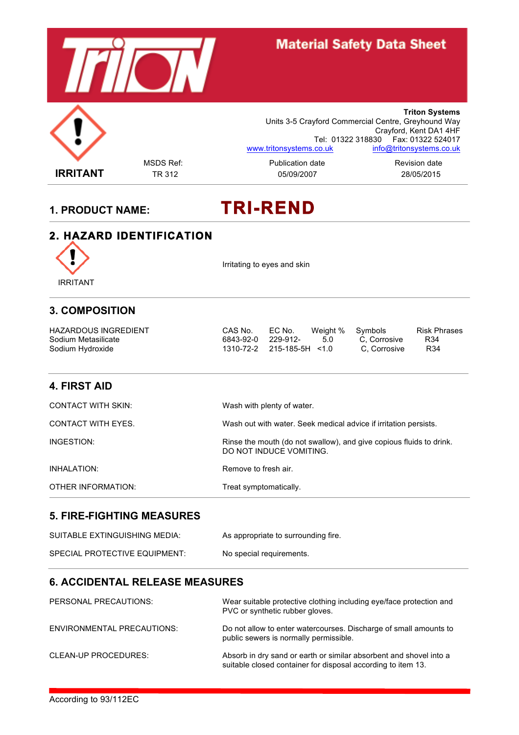# Material Safety Data Sheet

**Triton Systems**
Units 3-5 Crayford Commercial Centre, Greyhound Way
Crayford, Kent DA1 4HF
Tel: 01322 318830 Fax: 01322 524017
www.tritonsystems.co.uk info@tritonsystems.co.uk

**IRRITANT**

| MSDS Ref: | Publication date | Revision date |
|---|---|---|
| TR 312 | 05/09/2007 | 28/05/2015 |

## 1. PRODUCT NAME: TRI-REND

## 2. HAZARD IDENTIFICATION

IRRITANT

Irritating to eyes and skin

## 3. COMPOSITION

| HAZARDOUS INGREDIENT | CAS No. | EC No. | Weight % | Symbols | Risk Phrases |
|---|---|---|---|---|---|
| Sodium Metasilicate | 6843-92-0 | 229-912- | 5.0 | C, Corrosive | R34 |
| Sodium Hydroxide | 1310-72-2 | 215-185-5H | <1.0 | C, Corrosive | R34 |

## 4. FIRST AID

| | |
|---|---|
| CONTACT WITH SKIN: | Wash with plenty of water. |
| CONTACT WITH EYES. | Wash out with water. Seek medical advice if irritation persists. |
| INGESTION: | Rinse the mouth (do not swallow), and give copious fluids to drink. DO NOT INDUCE VOMITING. |
| INHALATION: | Remove to fresh air. |
| OTHER INFORMATION: | Treat symptomatically. |

## 5. FIRE-FIGHTING MEASURES

| | |
|---|---|
| SUITABLE EXTINGUISHING MEDIA: | As appropriate to surrounding fire. |
| SPECIAL PROTECTIVE EQUIPMENT: | No special requirements. |

## 6. ACCIDENTAL RELEASE MEASURES

| | |
|---|---|
| PERSONAL PRECAUTIONS: | Wear suitable protective clothing including eye/face protection and PVC or synthetic rubber gloves. |
| ENVIRONMENTAL PRECAUTIONS: | Do not allow to enter watercourses. Discharge of small amounts to public sewers is normally permissible. |
| CLEAN-UP PROCEDURES: | Absorb in dry sand or earth or similar absorbent and shovel into a suitable closed container for disposal according to item 13. |

According to 93/112EC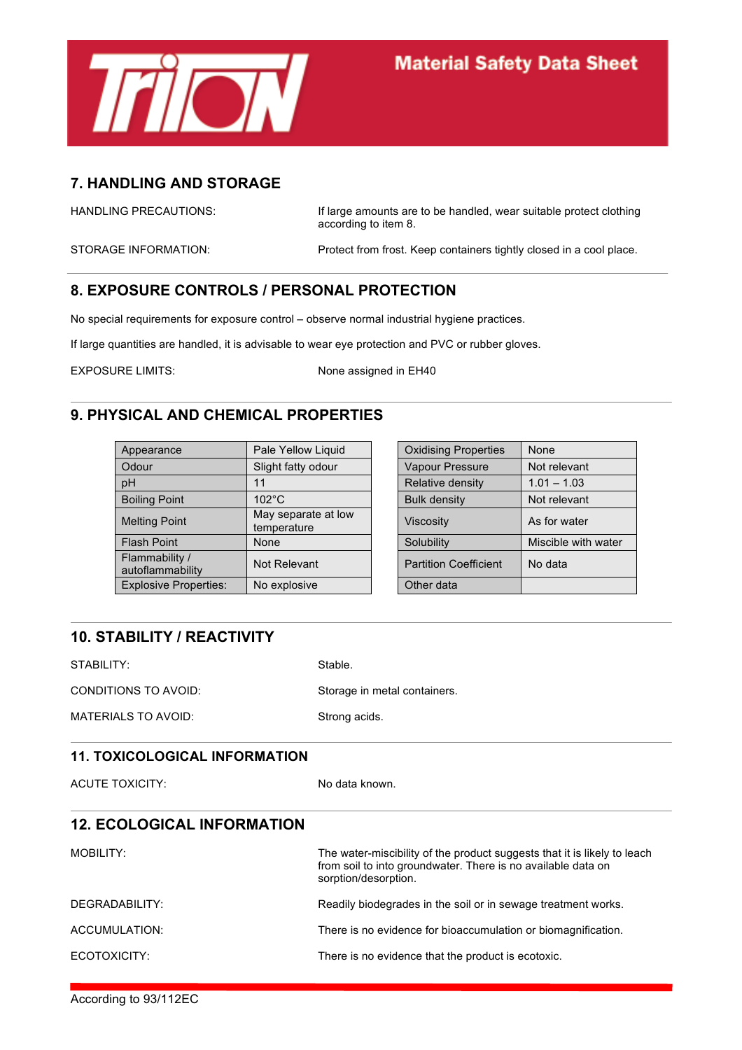## 7. HANDLING AND STORAGE

HANDLING PRECAUTIONS: If large amounts are to be handled, wear suitable protect clothing according to item 8.

STORAGE INFORMATION: Protect from frost. Keep containers tightly closed in a cool place.

## 8. EXPOSURE CONTROLS / PERSONAL PROTECTION

No special requirements for exposure control – observe normal industrial hygiene practices.

If large quantities are handled, it is advisable to wear eye protection and PVC or rubber gloves.

EXPOSURE LIMITS: None assigned in EH40

## 9. PHYSICAL AND CHEMICAL PROPERTIES

| Property | Value |
|---|---|
| Appearance | Pale Yellow Liquid |
| Odour | Slight fatty odour |
| pH | 11 |
| Boiling Point | 102°C |
| Melting Point | May separate at low temperature |
| Flash Point | None |
| Flammability / autoflammability | Not Relevant |
| Explosive Properties: | No explosive |

| Property | Value |
|---|---|
| Oxidising Properties | None |
| Vapour Pressure | Not relevant |
| Relative density | 1.01 – 1.03 |
| Bulk density | Not relevant |
| Viscosity | As for water |
| Solubility | Miscible with water |
| Partition Coefficient | No data |
| Other data | |

## 10. STABILITY / REACTIVITY

STABILITY: Stable.

CONDITIONS TO AVOID: Storage in metal containers.

MATERIALS TO AVOID: Strong acids.

## 11. TOXICOLOGICAL INFORMATION

ACUTE TOXICITY: No data known.

## 12. ECOLOGICAL INFORMATION

MOBILITY: The water-miscibility of the product suggests that it is likely to leach from soil to into groundwater. There is no available data on sorption/desorption.

DEGRADABILITY: Readily biodegrades in the soil or in sewage treatment works.

ACCUMULATION: There is no evidence for bioaccumulation or biomagnification.

ECOTOXICITY: There is no evidence that the product is ecotoxic.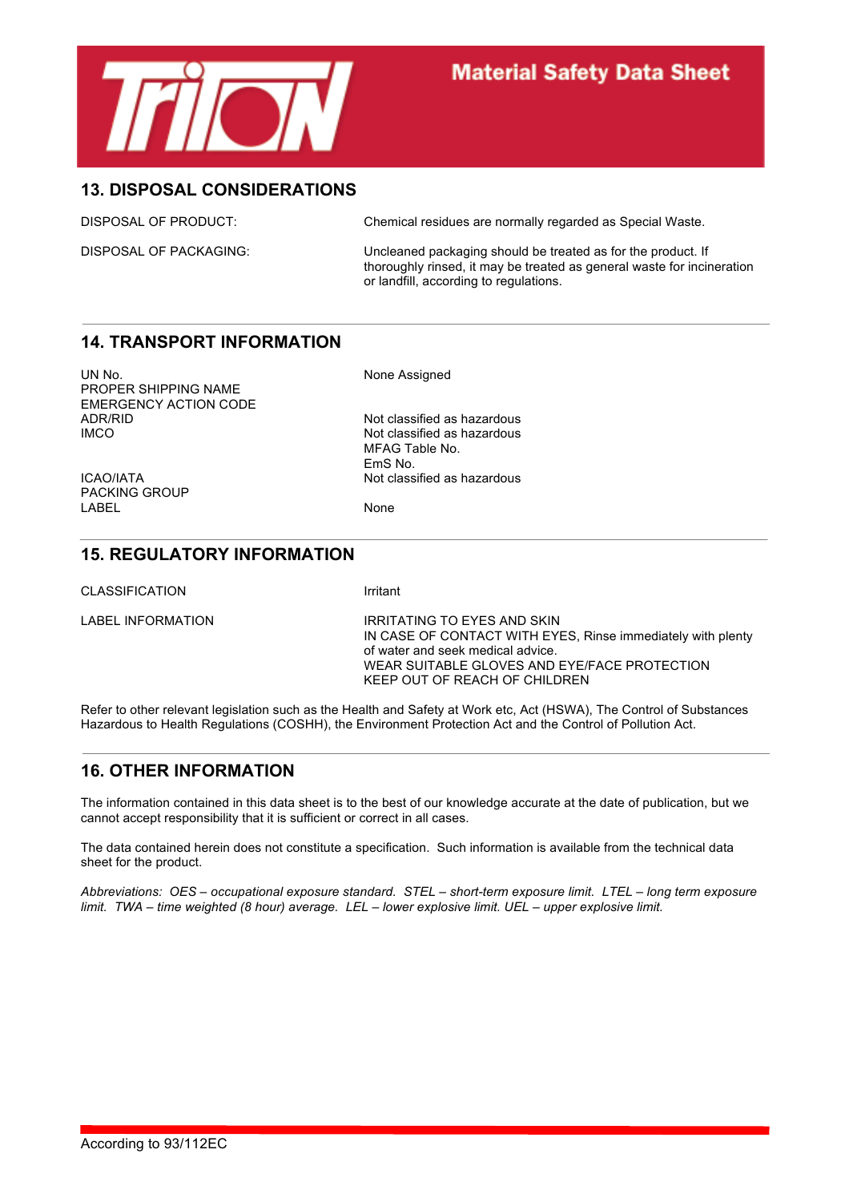## 13. DISPOSAL CONSIDERATIONS

| | |
|---|---|
| DISPOSAL OF PRODUCT: | Chemical residues are normally regarded as Special Waste. |
| DISPOSAL OF PACKAGING: | Uncleaned packaging should be treated as for the product. If thoroughly rinsed, it may be treated as general waste for incineration or landfill, according to regulations. |

## 14. TRANSPORT INFORMATION

| | |
|---|---|
| UN No. | None Assigned |
| PROPER SHIPPING NAME | |
| EMERGENCY ACTION CODE | |
| ADR/RID | Not classified as hazardous |
| IMCO | Not classified as hazardous |
| | MFAG Table No. |
| | EmS No. |
| ICAO/IATA | Not classified as hazardous |
| PACKING GROUP | |
| LABEL | None |

## 15. REGULATORY INFORMATION

| | |
|---|---|
| CLASSIFICATION | Irritant |
| LABEL INFORMATION | IRRITATING TO EYES AND SKIN<br>IN CASE OF CONTACT WITH EYES, Rinse immediately with plenty of water and seek medical advice.<br>WEAR SUITABLE GLOVES AND EYE/FACE PROTECTION<br>KEEP OUT OF REACH OF CHILDREN |

Refer to other relevant legislation such as the Health and Safety at Work etc, Act (HSWA), The Control of Substances Hazardous to Health Regulations (COSHH), the Environment Protection Act and the Control of Pollution Act.

## 16. OTHER INFORMATION

The information contained in this data sheet is to the best of our knowledge accurate at the date of publication, but we cannot accept responsibility that it is sufficient or correct in all cases.

The data contained herein does not constitute a specification. Such information is available from the technical data sheet for the product.

*Abbreviations: OES – occupational exposure standard. STEL – short-term exposure limit. LTEL – long term exposure limit. TWA – time weighted (8 hour) average. LEL – lower explosive limit. UEL – upper explosive limit.*

According to 93/112EC